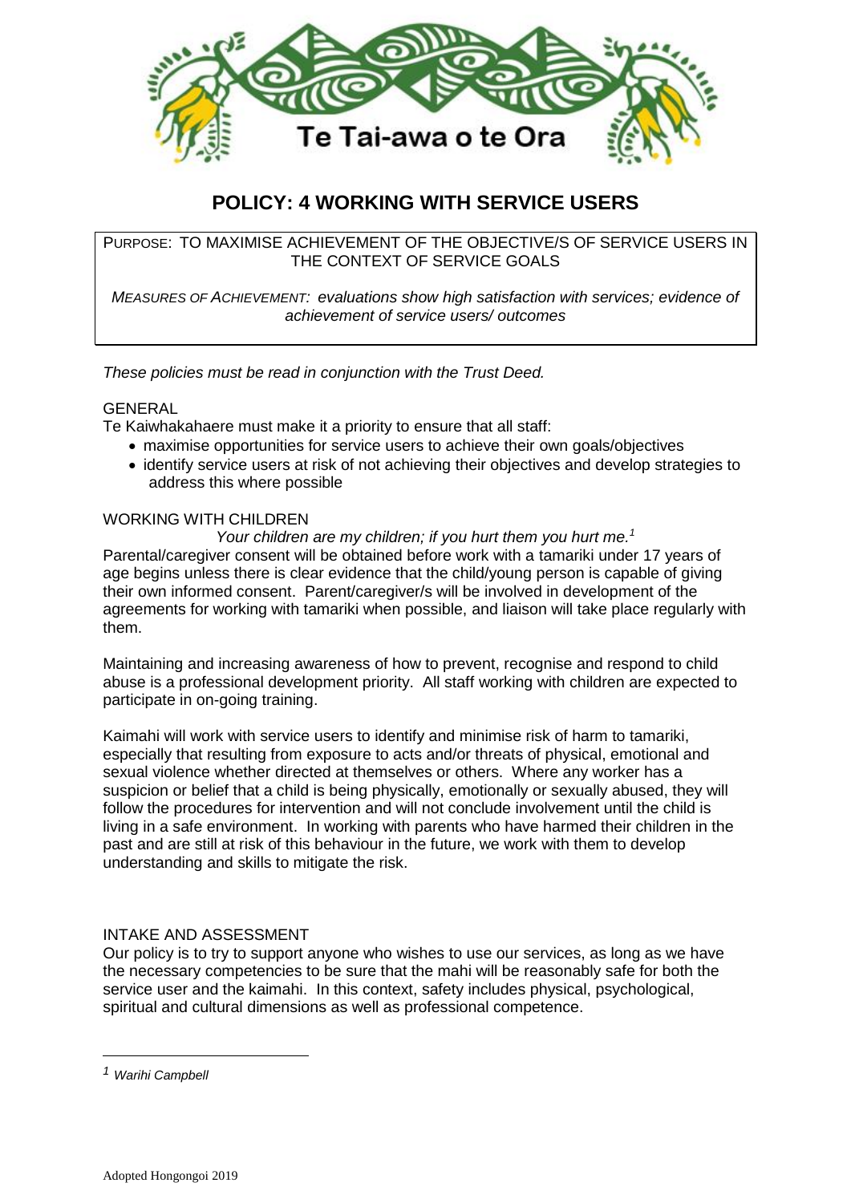Te Tai-awa o te Ora

# POLICY: 4 WORKING WITH SERVICE USERS

PURPOSE: TO MAXIMISE ACHIEVEMENT OF THE OBJECTIVE/S OF SERVICE USERS IN THE CONTEXT OF SERVICE GOALS

*MEASURES OF ACHIEVEMENT: evaluations show high satisfaction with services; evidence of achievement of service users/ outcomes*

*These policies must be read in conjunction with the Trust Deed.*

## GENERAL

Te Kaiwhakahaere must make it a priority to ensure that all staff:

- maximise opportunities for service users to achieve their own goals/objectives
- identify service users at risk of not achieving their objectives and develop strategies to address this where possible

## WORKING WITH CHILDREN

*Your children are my children; if you hurt them you hurt me.*[1]

Parental/caregiver consent will be obtained before work with a tamariki under 17 years of age begins unless there is clear evidence that the child/young person is capable of giving their own informed consent. Parent/caregiver/s will be involved in development of the agreements for working with tamariki when possible, and liaison will take place regularly with them.

Maintaining and increasing awareness of how to prevent, recognise and respond to child abuse is a professional development priority. All staff working with children are expected to participate in on-going training.

Kaimahi will work with service users to identify and minimise risk of harm to tamariki, especially that resulting from exposure to acts and/or threats of physical, emotional and sexual violence whether directed at themselves or others. Where any worker has a suspicion or belief that a child is being physically, emotionally or sexually abused, they will follow the procedures for intervention and will not conclude involvement until the child is living in a safe environment. In working with parents who have harmed their children in the past and are still at risk of this behaviour in the future, we work with them to develop understanding and skills to mitigate the risk.

## INTAKE AND ASSESSMENT

Our policy is to try to support anyone who wishes to use our services, as long as we have the necessary competencies to be sure that the mahi will be reasonably safe for both the service user and the kaimahi. In this context, safety includes physical, psychological, spiritual and cultural dimensions as well as professional competence.

---

[1] *Warihi Campbell*

Adopted Hongongoi 2019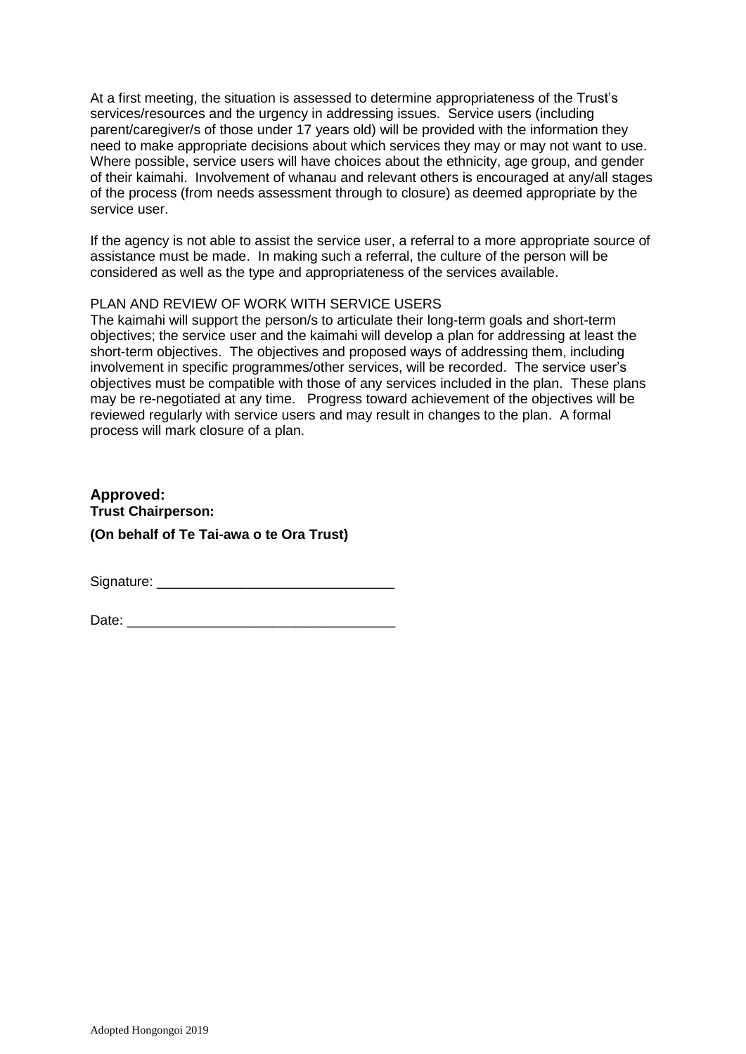At a first meeting, the situation is assessed to determine appropriateness of the Trust's services/resources and the urgency in addressing issues. Service users (including parent/caregiver/s of those under 17 years old) will be provided with the information they need to make appropriate decisions about which services they may or may not want to use. Where possible, service users will have choices about the ethnicity, age group, and gender of their kaimahi. Involvement of whanau and relevant others is encouraged at any/all stages of the process (from needs assessment through to closure) as deemed appropriate by the service user.

If the agency is not able to assist the service user, a referral to a more appropriate source of assistance must be made. In making such a referral, the culture of the person will be considered as well as the type and appropriateness of the services available.

PLAN AND REVIEW OF WORK WITH SERVICE USERS

The kaimahi will support the person/s to articulate their long-term goals and short-term objectives; the service user and the kaimahi will develop a plan for addressing at least the short-term objectives. The objectives and proposed ways of addressing them, including involvement in specific programmes/other services, will be recorded. The service user's objectives must be compatible with those of any services included in the plan. These plans may be re-negotiated at any time. Progress toward achievement of the objectives will be reviewed regularly with service users and may result in changes to the plan. A formal process will mark closure of a plan.

**Approved:**

**Trust Chairperson:**

**(On behalf of Te Tai-awa o te Ora Trust)**

Signature: _______________________________

Date: ___________________________________

Adopted Hongongoi 2019